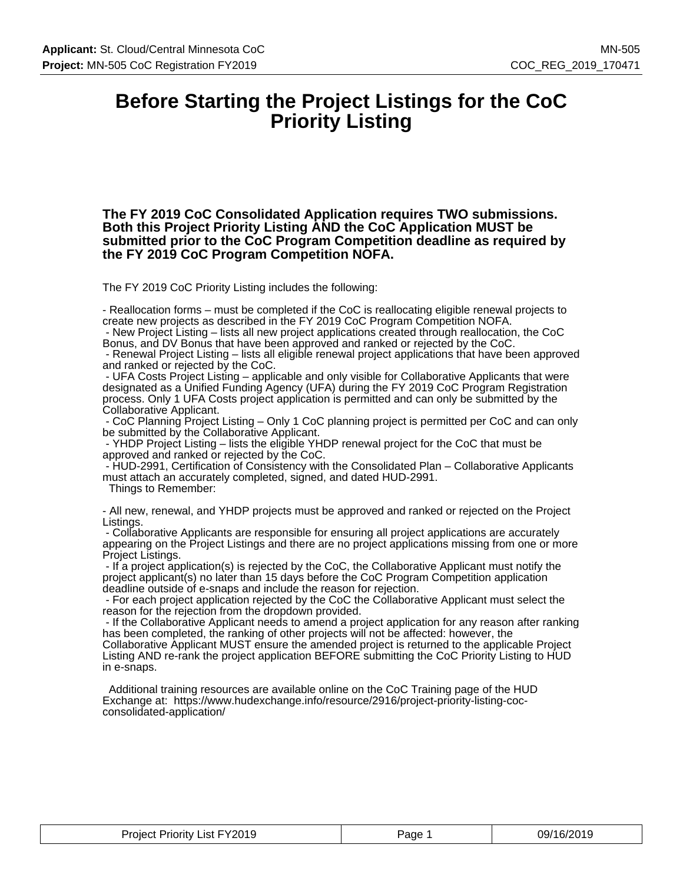# Before Starting the Project Listings for the CoC Priority Listing

**The FY 2019 CoC Consolidated Application requires TWO submissions. Both this Project Priority Listing AND the CoC Application MUST be submitted prior to the CoC Program Competition deadline as required by the FY 2019 CoC Program Competition NOFA.**

The FY 2019 CoC Priority Listing includes the following:

- Reallocation forms – must be completed if the CoC is reallocating eligible renewal projects to create new projects as described in the FY 2019 CoC Program Competition NOFA.
- New Project Listing – lists all new project applications created through reallocation, the CoC Bonus, and DV Bonus that have been approved and ranked or rejected by the CoC.
- Renewal Project Listing – lists all eligible renewal project applications that have been approved and ranked or rejected by the CoC.
- UFA Costs Project Listing – applicable and only visible for Collaborative Applicants that were designated as a Unified Funding Agency (UFA) during the FY 2019 CoC Program Registration process. Only 1 UFA Costs project application is permitted and can only be submitted by the Collaborative Applicant.
- CoC Planning Project Listing – Only 1 CoC planning project is permitted per CoC and can only be submitted by the Collaborative Applicant.
- YHDP Project Listing – lists the eligible YHDP renewal project for the CoC that must be approved and ranked or rejected by the CoC.
- HUD-2991, Certification of Consistency with the Consolidated Plan – Collaborative Applicants must attach an accurately completed, signed, and dated HUD-2991.

Things to Remember:

- All new, renewal, and YHDP projects must be approved and ranked or rejected on the Project Listings.
- Collaborative Applicants are responsible for ensuring all project applications are accurately appearing on the Project Listings and there are no project applications missing from one or more Project Listings.
- If a project application(s) is rejected by the CoC, the Collaborative Applicant must notify the project applicant(s) no later than 15 days before the CoC Program Competition application deadline outside of e-snaps and include the reason for rejection.
- For each project application rejected by the CoC the Collaborative Applicant must select the reason for the rejection from the dropdown provided.
- If the Collaborative Applicant needs to amend a project application for any reason after ranking has been completed, the ranking of other projects will not be affected: however, the Collaborative Applicant MUST ensure the amended project is returned to the applicable Project Listing AND re-rank the project application BEFORE submitting the CoC Priority Listing to HUD in e-snaps.

Additional training resources are available online on the CoC Training page of the HUD Exchange at: https://www.hudexchange.info/resource/2916/project-priority-listing-coc-consolidated-application/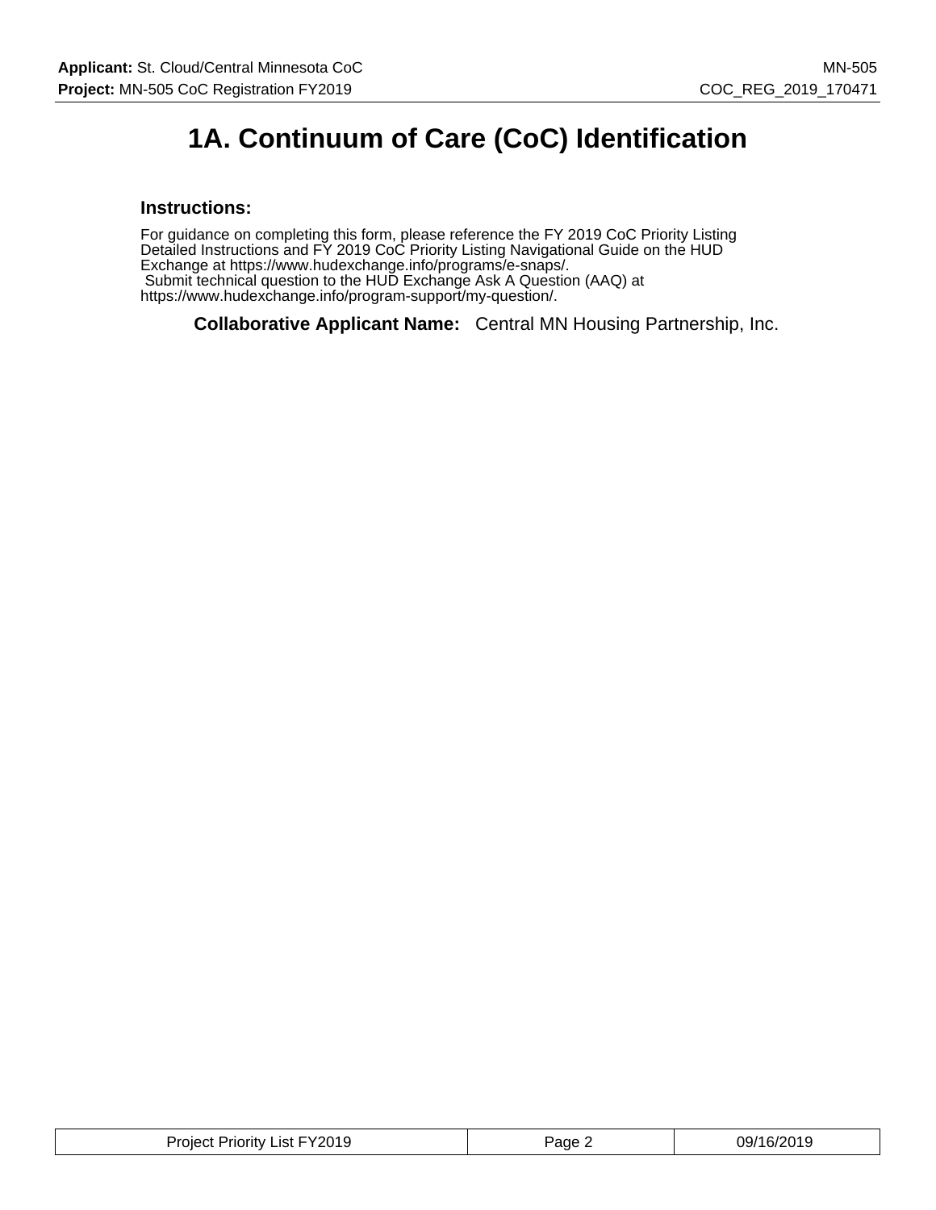# 1A. Continuum of Care (CoC) Identification

### Instructions:

For guidance on completing this form, please reference the FY 2019 CoC Priority Listing Detailed Instructions and FY 2019 CoC Priority Listing Navigational Guide on the HUD Exchange at https://www.hudexchange.info/programs/e-snaps/.
Submit technical question to the HUD Exchange Ask A Question (AAQ) at https://www.hudexchange.info/program-support/my-question/.

**Collaborative Applicant Name:** Central MN Housing Partnership, Inc.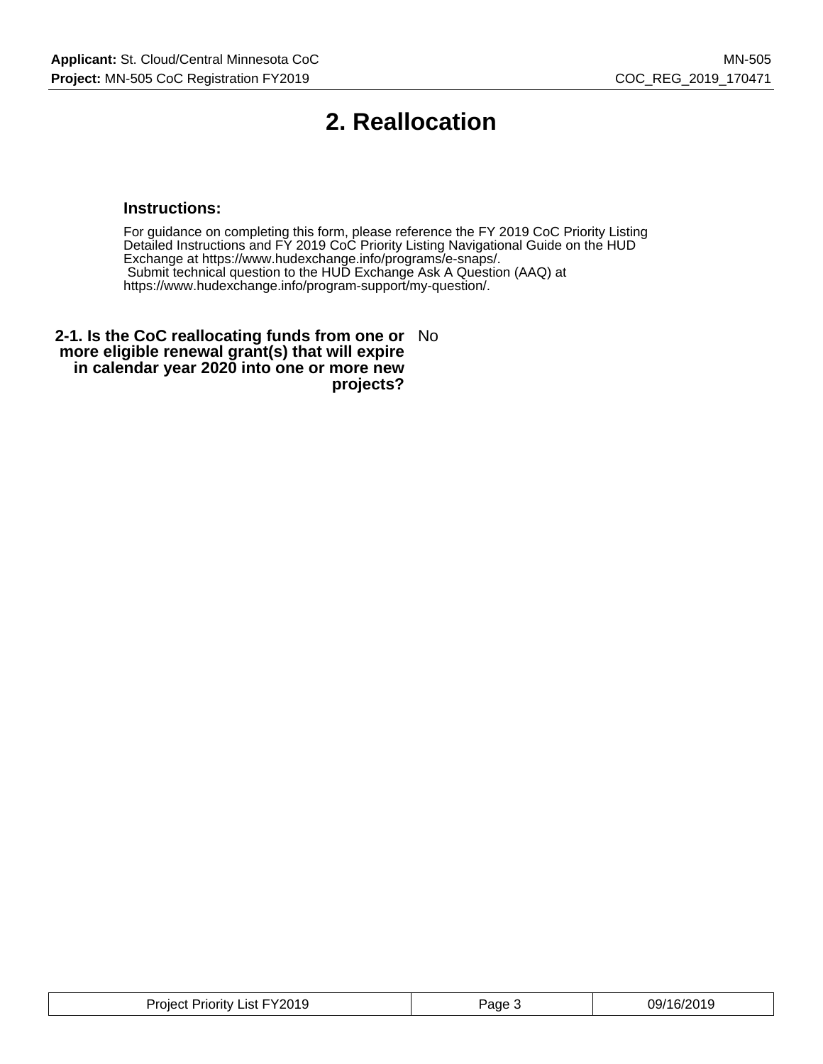# 2. Reallocation

**Instructions:**

For guidance on completing this form, please reference the FY 2019 CoC Priority Listing Detailed Instructions and FY 2019 CoC Priority Listing Navigational Guide on the HUD Exchange at https://www.hudexchange.info/programs/e-snaps/.
Submit technical question to the HUD Exchange Ask A Question (AAQ) at https://www.hudexchange.info/program-support/my-question/.

| | |
|---|---|
| **2-1. Is the CoC reallocating funds from one or more eligible renewal grant(s) that will expire in calendar year 2020 into one or more new projects?** | No |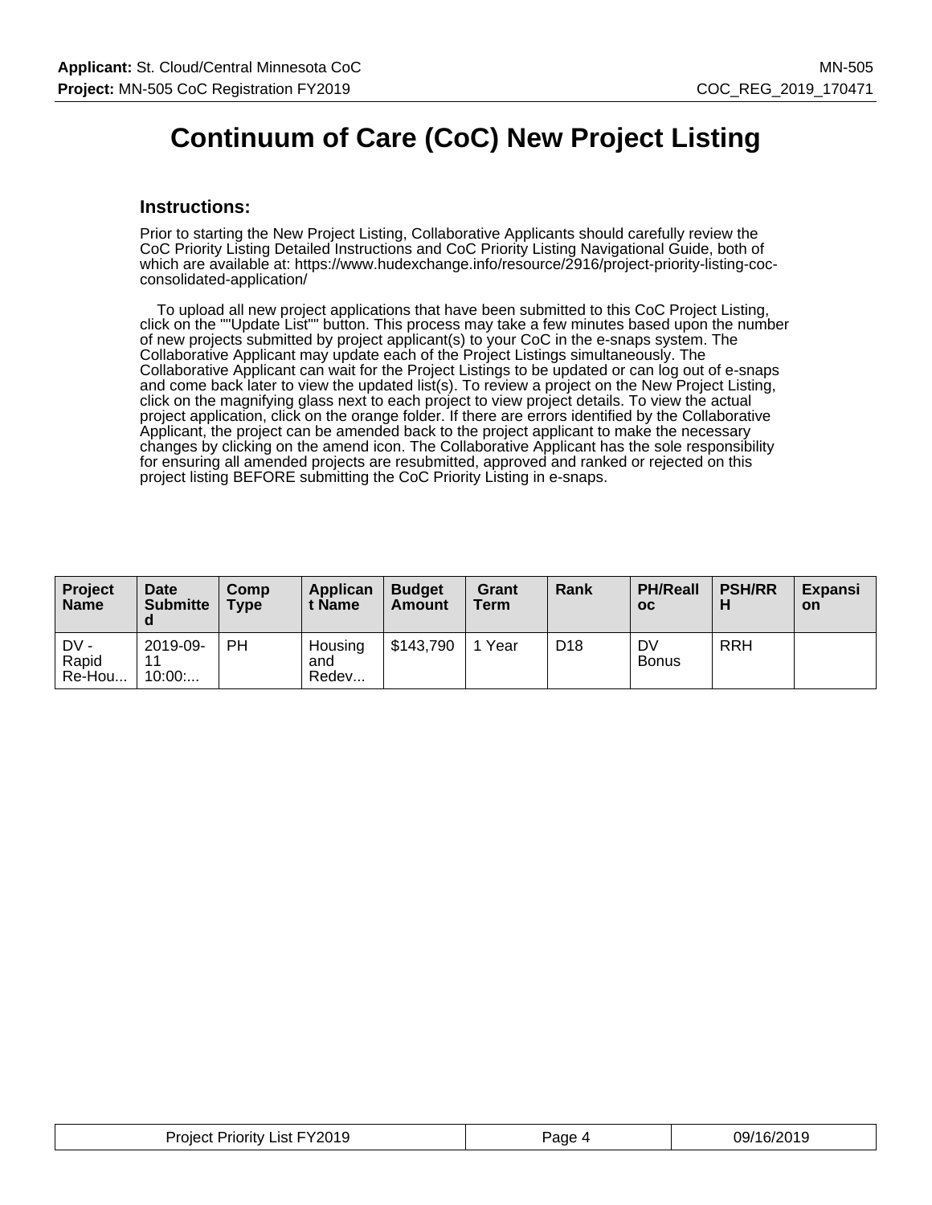# Continuum of Care (CoC) New Project Listing

## Instructions:

Prior to starting the New Project Listing, Collaborative Applicants should carefully review the CoC Priority Listing Detailed Instructions and CoC Priority Listing Navigational Guide, both of which are available at: https://www.hudexchange.info/resource/2916/project-priority-listing-coc-consolidated-application/

To upload all new project applications that have been submitted to this CoC Project Listing, click on the ""Update List"" button. This process may take a few minutes based upon the number of new projects submitted by project applicant(s) to your CoC in the e-snaps system. The Collaborative Applicant may update each of the Project Listings simultaneously. The Collaborative Applicant can wait for the Project Listings to be updated or can log out of e-snaps and come back later to view the updated list(s). To review a project on the New Project Listing, click on the magnifying glass next to each project to view project details. To view the actual project application, click on the orange folder. If there are errors identified by the Collaborative Applicant, the project can be amended back to the project applicant to make the necessary changes by clicking on the amend icon. The Collaborative Applicant has the sole responsibility for ensuring all amended projects are resubmitted, approved and ranked or rejected on this project listing BEFORE submitting the CoC Priority Listing in e-snaps.

| Project Name | Date Submitted | Comp Type | Applicant Name | Budget Amount | Grant Term | Rank | PH/Realloc | PSH/RRH | Expansion |
|---|---|---|---|---|---|---|---|---|---|
| DV - Rapid Re-Hou... | 2019-09-11 10:00:... | PH | Housing and Redev... | $143,790 | 1 Year | D18 | DV Bonus | RRH | |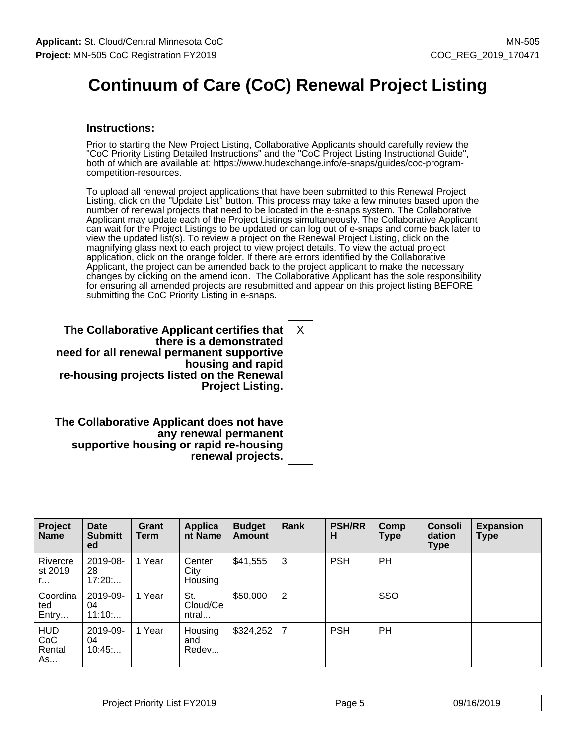# Continuum of Care (CoC) Renewal Project Listing

## Instructions:

Prior to starting the New Project Listing, Collaborative Applicants should carefully review the "CoC Priority Listing Detailed Instructions" and the "CoC Project Listing Instructional Guide", both of which are available at: https://www.hudexchange.info/e-snaps/guides/coc-program-competition-resources.

To upload all renewal project applications that have been submitted to this Renewal Project Listing, click on the "Update List" button. This process may take a few minutes based upon the number of renewal projects that need to be located in the e-snaps system. The Collaborative Applicant may update each of the Project Listings simultaneously. The Collaborative Applicant can wait for the Project Listings to be updated or can log out of e-snaps and come back later to view the updated list(s). To review a project on the Renewal Project Listing, click on the magnifying glass next to each project to view project details. To view the actual project application, click on the orange folder. If there are errors identified by the Collaborative Applicant, the project can be amended back to the project applicant to make the necessary changes by clicking on the amend icon. The Collaborative Applicant has the sole responsibility for ensuring all amended projects are resubmitted and appear on this project listing BEFORE submitting the CoC Priority Listing in e-snaps.

| | |
|---|---|
| **The Collaborative Applicant certifies that there is a demonstrated need for all renewal permanent supportive housing and rapid re-housing projects listed on the Renewal Project Listing.** | X |
| **The Collaborative Applicant does not have any renewal permanent supportive housing or rapid re-housing renewal projects.** | |

| Project Name | Date Submitted | Grant Term | Applicant Name | Budget Amount | Rank | PSH/RRH | Comp Type | Consolidation Type | Expansion Type |
|---|---|---|---|---|---|---|---|---|---|
| Rivercrest 2019 r... | 2019-08-28 17:20:... | 1 Year | Center City Housing | $41,555 | 3 | PSH | PH | | |
| Coordinated Entry... | 2019-09-04 11:10:... | 1 Year | St. Cloud/Central... | $50,000 | 2 | | SSO | | |
| HUD CoC Rental As... | 2019-09-04 10:45:... | 1 Year | Housing and Redev... | $324,252 | 7 | PSH | PH | | |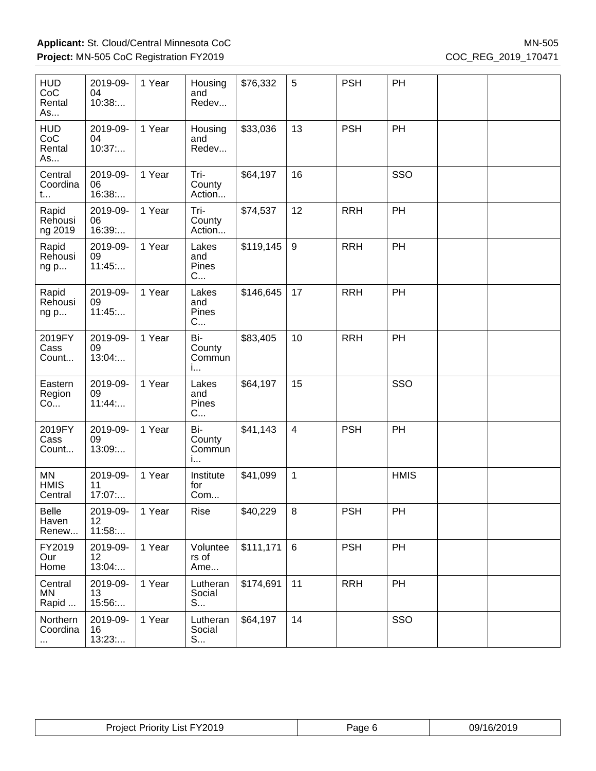| | | | | | | | | | |
|---|---|---|---|---|---|---|---|---|---|
| HUD CoC Rental As... | 2019-09-04 10:38:... | 1 Year | Housing and Redev... | $76,332 | 5 | PSH | PH | | |
| HUD CoC Rental As... | 2019-09-04 10:37:... | 1 Year | Housing and Redev... | $33,036 | 13 | PSH | PH | | |
| Central Coordinat... | 2019-09-06 16:38:... | 1 Year | Tri-County Action... | $64,197 | 16 | | SSO | | |
| Rapid Rehousing 2019 | 2019-09-06 16:39:... | 1 Year | Tri-County Action... | $74,537 | 12 | RRH | PH | | |
| Rapid Rehousing p... | 2019-09-09 11:45:... | 1 Year | Lakes and Pines C... | $119,145 | 9 | RRH | PH | | |
| Rapid Rehousing p... | 2019-09-09 11:45:... | 1 Year | Lakes and Pines C... | $146,645 | 17 | RRH | PH | | |
| 2019FY Cass Count... | 2019-09-09 13:04:... | 1 Year | Bi-County Communi... | $83,405 | 10 | RRH | PH | | |
| Eastern Region Co... | 2019-09-09 11:44:... | 1 Year | Lakes and Pines C... | $64,197 | 15 | | SSO | | |
| 2019FY Cass Count... | 2019-09-09 13:09:... | 1 Year | Bi-County Communi... | $41,143 | 4 | PSH | PH | | |
| MN HMIS Central | 2019-09-11 17:07:... | 1 Year | Institute for Com... | $41,099 | 1 | | HMIS | | |
| Belle Haven Renew... | 2019-09-12 11:58:... | 1 Year | Rise | $40,229 | 8 | PSH | PH | | |
| FY2019 Our Home | 2019-09-12 13:04:... | 1 Year | Volunteers of Ame... | $111,171 | 6 | PSH | PH | | |
| Central MN Rapid ... | 2019-09-13 15:56:... | 1 Year | Lutheran Social S... | $174,691 | 11 | RRH | PH | | |
| Northern Coordina... | 2019-09-16 13:23:... | 1 Year | Lutheran Social S... | $64,197 | 14 | | SSO | | |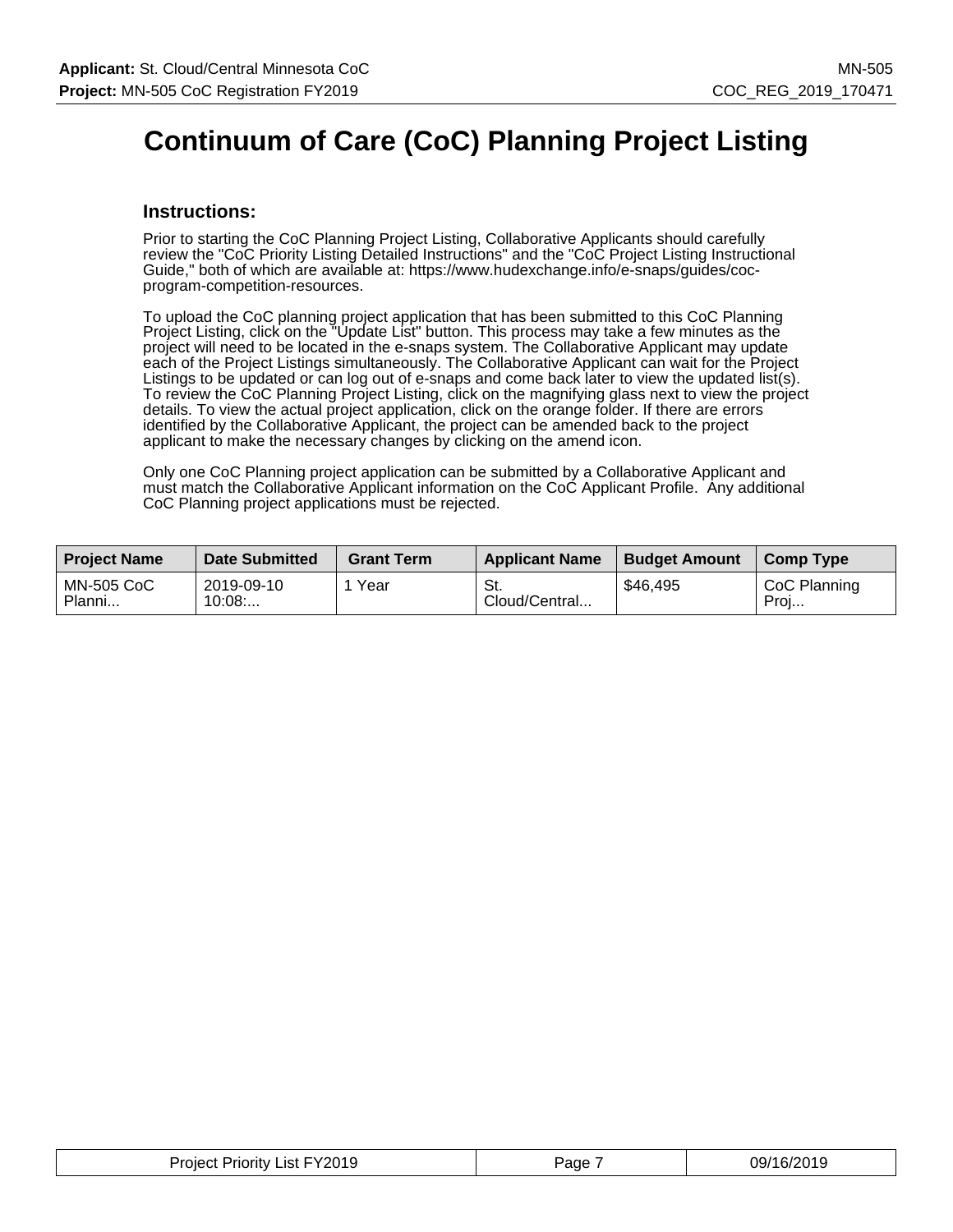# Continuum of Care (CoC) Planning Project Listing

## Instructions:

Prior to starting the CoC Planning Project Listing, Collaborative Applicants should carefully review the "CoC Priority Listing Detailed Instructions" and the "CoC Project Listing Instructional Guide," both of which are available at: https://www.hudexchange.info/e-snaps/guides/coc-program-competition-resources.

To upload the CoC planning project application that has been submitted to this CoC Planning Project Listing, click on the "Update List" button. This process may take a few minutes as the project will need to be located in the e-snaps system. The Collaborative Applicant may update each of the Project Listings simultaneously. The Collaborative Applicant can wait for the Project Listings to be updated or can log out of e-snaps and come back later to view the updated list(s). To review the CoC Planning Project Listing, click on the magnifying glass next to view the project details. To view the actual project application, click on the orange folder. If there are errors identified by the Collaborative Applicant, the project can be amended back to the project applicant to make the necessary changes by clicking on the amend icon.

Only one CoC Planning project application can be submitted by a Collaborative Applicant and must match the Collaborative Applicant information on the CoC Applicant Profile. Any additional CoC Planning project applications must be rejected.

| Project Name | Date Submitted | Grant Term | Applicant Name | Budget Amount | Comp Type |
|---|---|---|---|---|---|
| MN-505 CoC Planni... | 2019-09-10 10:08:... | 1 Year | St. Cloud/Central... | $46,495 | CoC Planning Proj... |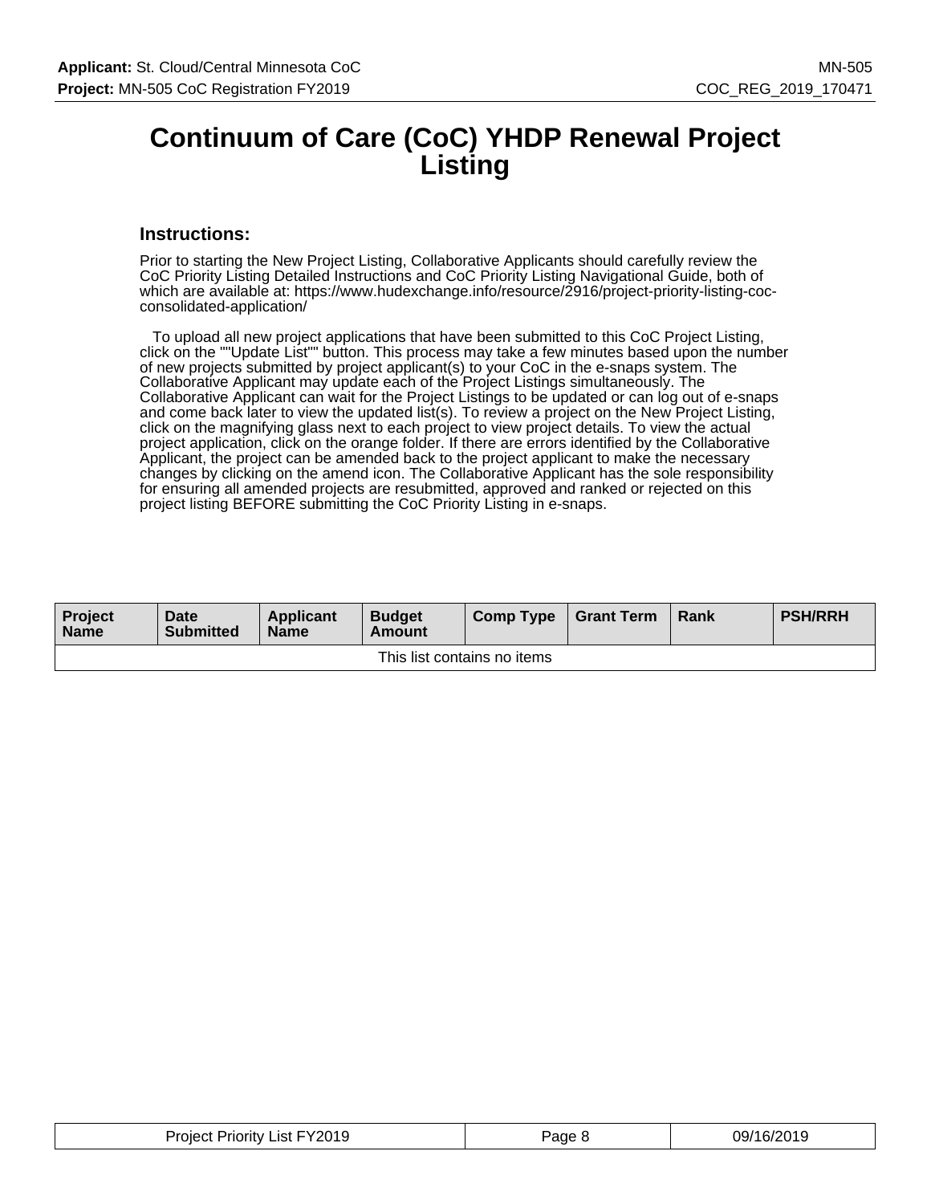# Continuum of Care (CoC) YHDP Renewal Project Listing

### Instructions:

Prior to starting the New Project Listing, Collaborative Applicants should carefully review the CoC Priority Listing Detailed Instructions and CoC Priority Listing Navigational Guide, both of which are available at: https://www.hudexchange.info/resource/2916/project-priority-listing-coc-consolidated-application/

To upload all new project applications that have been submitted to this CoC Project Listing, click on the ""Update List"" button. This process may take a few minutes based upon the number of new projects submitted by project applicant(s) to your CoC in the e-snaps system. The Collaborative Applicant may update each of the Project Listings simultaneously. The Collaborative Applicant can wait for the Project Listings to be updated or can log out of e-snaps and come back later to view the updated list(s). To review a project on the New Project Listing, click on the magnifying glass next to each project to view project details. To view the actual project application, click on the orange folder. If there are errors identified by the Collaborative Applicant, the project can be amended back to the project applicant to make the necessary changes by clicking on the amend icon. The Collaborative Applicant has the sole responsibility for ensuring all amended projects are resubmitted, approved and ranked or rejected on this project listing BEFORE submitting the CoC Priority Listing in e-snaps.

| Project Name | Date Submitted | Applicant Name | Budget Amount | Comp Type | Grant Term | Rank | PSH/RRH |
|---|---|---|---|---|---|---|---|
| This list contains no items | | | | | | | |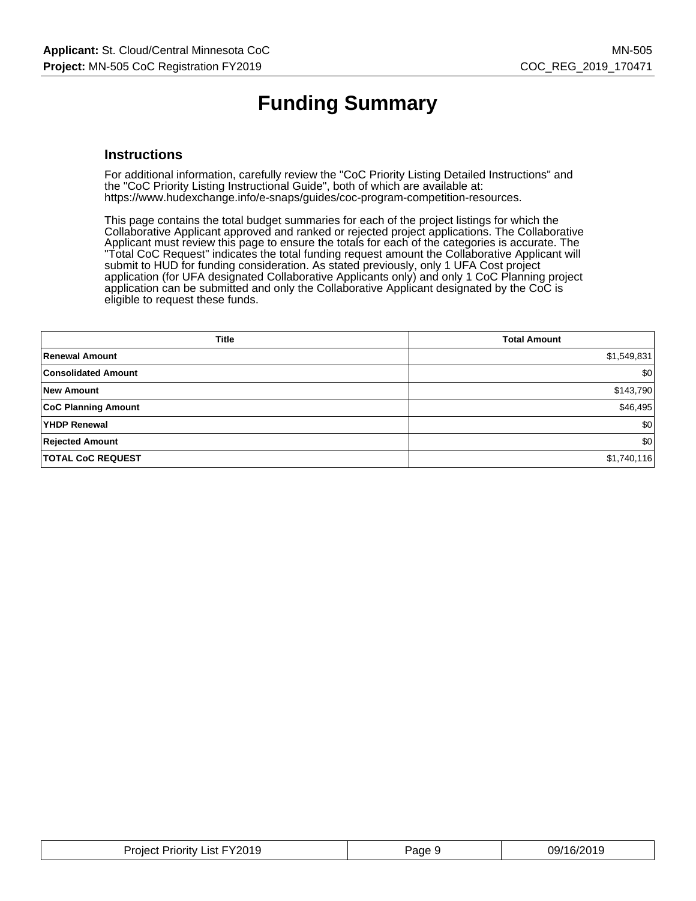# Funding Summary

## Instructions

For additional information, carefully review the "CoC Priority Listing Detailed Instructions" and the "CoC Priority Listing Instructional Guide", both of which are available at: https://www.hudexchange.info/e-snaps/guides/coc-program-competition-resources.

This page contains the total budget summaries for each of the project listings for which the Collaborative Applicant approved and ranked or rejected project applications. The Collaborative Applicant must review this page to ensure the totals for each of the categories is accurate. The "Total CoC Request" indicates the total funding request amount the Collaborative Applicant will submit to HUD for funding consideration. As stated previously, only 1 UFA Cost project application (for UFA designated Collaborative Applicants only) and only 1 CoC Planning project application can be submitted and only the Collaborative Applicant designated by the CoC is eligible to request these funds.

| Title | Total Amount |
|---|---|
| **Renewal Amount** | $1,549,831 |
| **Consolidated Amount** | $0 |
| **New Amount** | $143,790 |
| **CoC Planning Amount** | $46,495 |
| **YHDP Renewal** | $0 |
| **Rejected Amount** | $0 |
| **TOTAL CoC REQUEST** | $1,740,116 |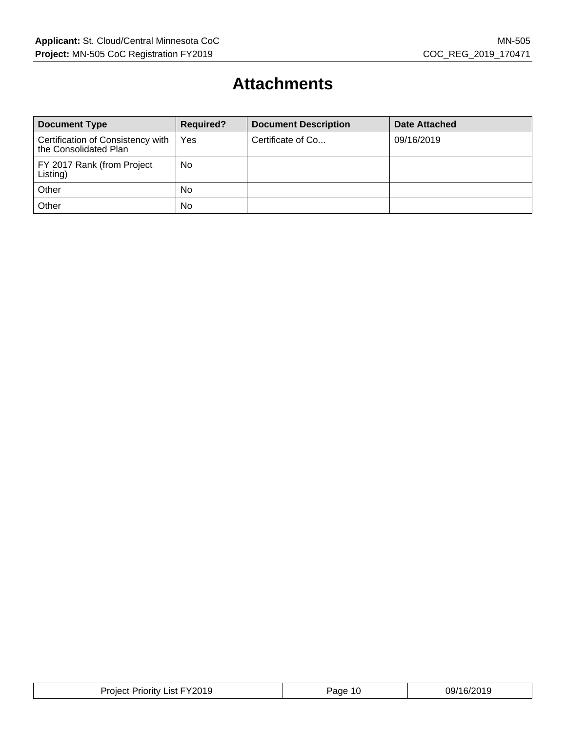# Attachments

| Document Type | Required? | Document Description | Date Attached |
| --- | --- | --- | --- |
| Certification of Consistency with the Consolidated Plan | Yes | Certificate of Co... | 09/16/2019 |
| FY 2017 Rank (from Project Listing) | No | | |
| Other | No | | |
| Other | No | | |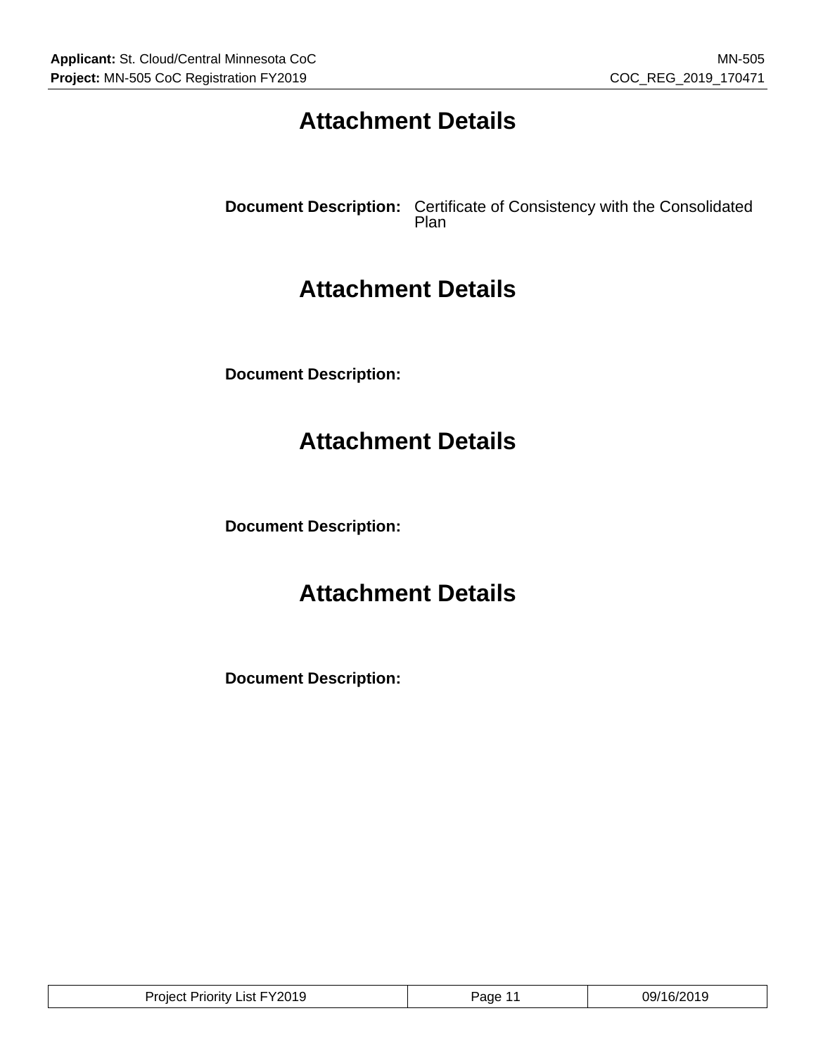# Attachment Details

**Document Description:** Certificate of Consistency with the Consolidated Plan

# Attachment Details

**Document Description:**

# Attachment Details

**Document Description:**

# Attachment Details

**Document Description:**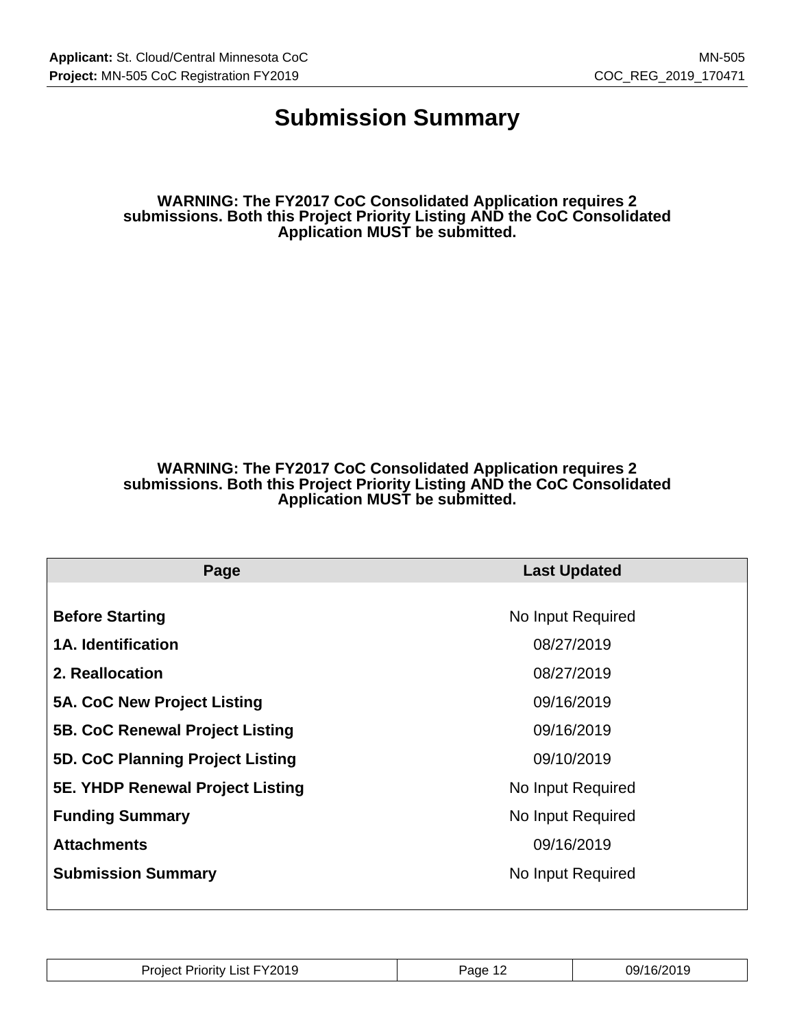# Submission Summary

**WARNING: The FY2017 CoC Consolidated Application requires 2 submissions. Both this Project Priority Listing AND the CoC Consolidated Application MUST be submitted.**

**WARNING: The FY2017 CoC Consolidated Application requires 2 submissions. Both this Project Priority Listing AND the CoC Consolidated Application MUST be submitted.**

| Page | Last Updated |
|---|---|
| **Before Starting** | No Input Required |
| **1A. Identification** | 08/27/2019 |
| **2. Reallocation** | 08/27/2019 |
| **5A. CoC New Project Listing** | 09/16/2019 |
| **5B. CoC Renewal Project Listing** | 09/16/2019 |
| **5D. CoC Planning Project Listing** | 09/10/2019 |
| **5E. YHDP Renewal Project Listing** | No Input Required |
| **Funding Summary** | No Input Required |
| **Attachments** | 09/16/2019 |
| **Submission Summary** | No Input Required |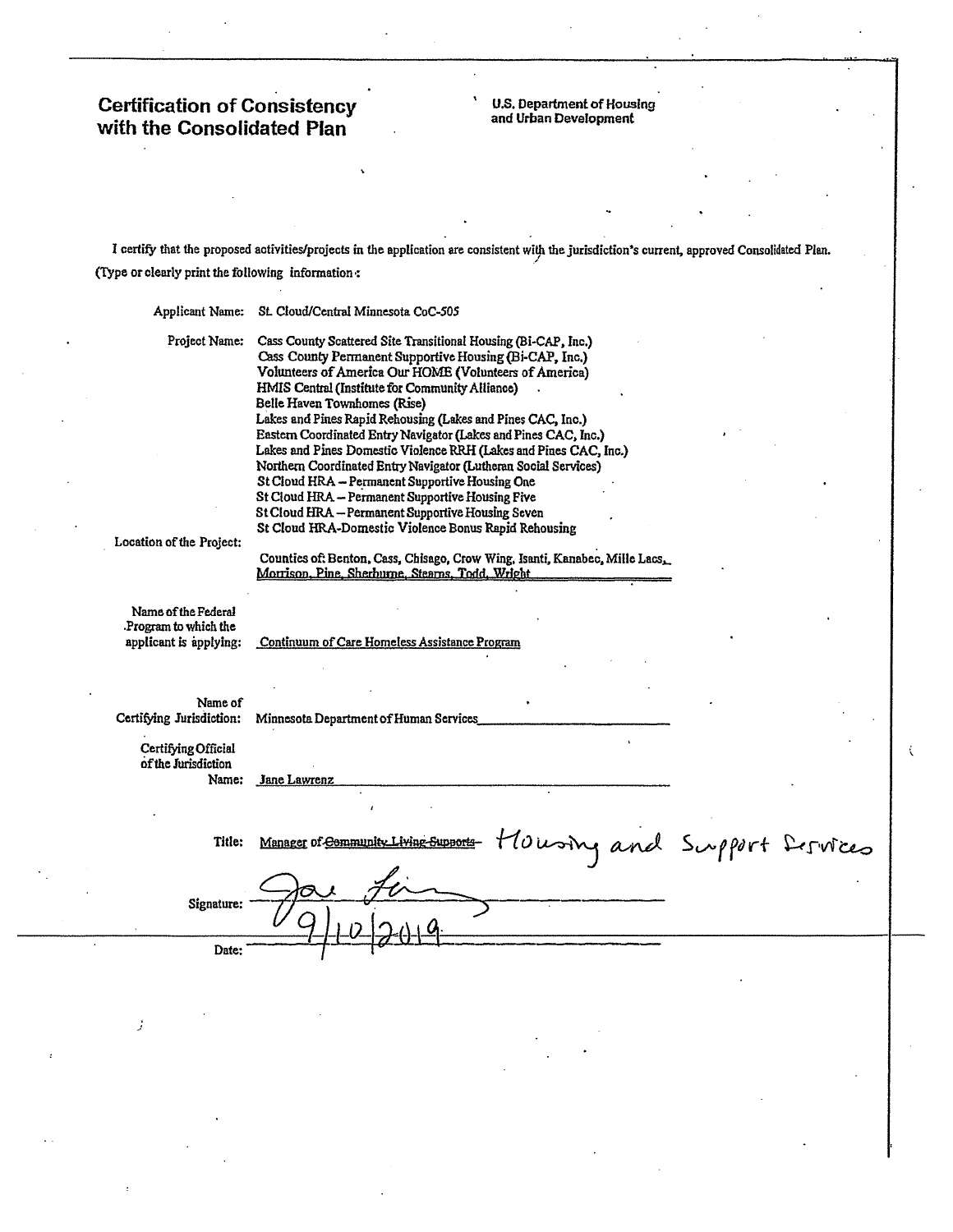# Certification of Consistency with the Consolidated Plan

**U.S. Department of Housing and Urban Development**

I certify that the proposed activities/projects in the application are consistent with the jurisdiction's current, approved Consolidated Plan.

(Type or clearly print the following information:

Applicant Name: St. Cloud/Central Minnesota CoC-505

Project Name:
Cass County Scattered Site Transitional Housing (Bi-CAP, Inc.)
Cass County Permanent Supportive Housing (Bi-CAP, Inc.)
Volunteers of America Our HOME (Volunteers of America)
HMIS Central (Institute for Community Alliance)
Belle Haven Townhomes (Rise)
Lakes and Pines Rapid Rehousing (Lakes and Pines CAC, Inc.)
Eastern Coordinated Entry Navigator (Lakes and Pines CAC, Inc.)
Lakes and Pines Domestic Violence RRH (Lakes and Pines CAC, Inc.)
Northern Coordinated Entry Navigator (Lutheran Social Services)
St Cloud HRA – Permanent Supportive Housing One
St Cloud HRA – Permanent Supportive Housing Five
St Cloud HRA – Permanent Supportive Housing Seven
St Cloud HRA-Domestic Violence Bonus Rapid Rehousing

Location of the Project: Counties of: Benton, Cass, Chisago, Crow Wing, Isanti, Kanabec, Mille Lacs, Morrison, Pine, Sherburne, Stearns, Todd, Wright

Name of the Federal Program to which the applicant is applying: Continuum of Care Homeless Assistance Program

Name of Certifying Jurisdiction: Minnesota Department of Human Services

Certifying Official of the Jurisdiction Name: Jane Lawrenz

Title: Manager of ~~Community Living Supports~~ Housing and Support Services

Signature: [signature]

Date: 9/10/2019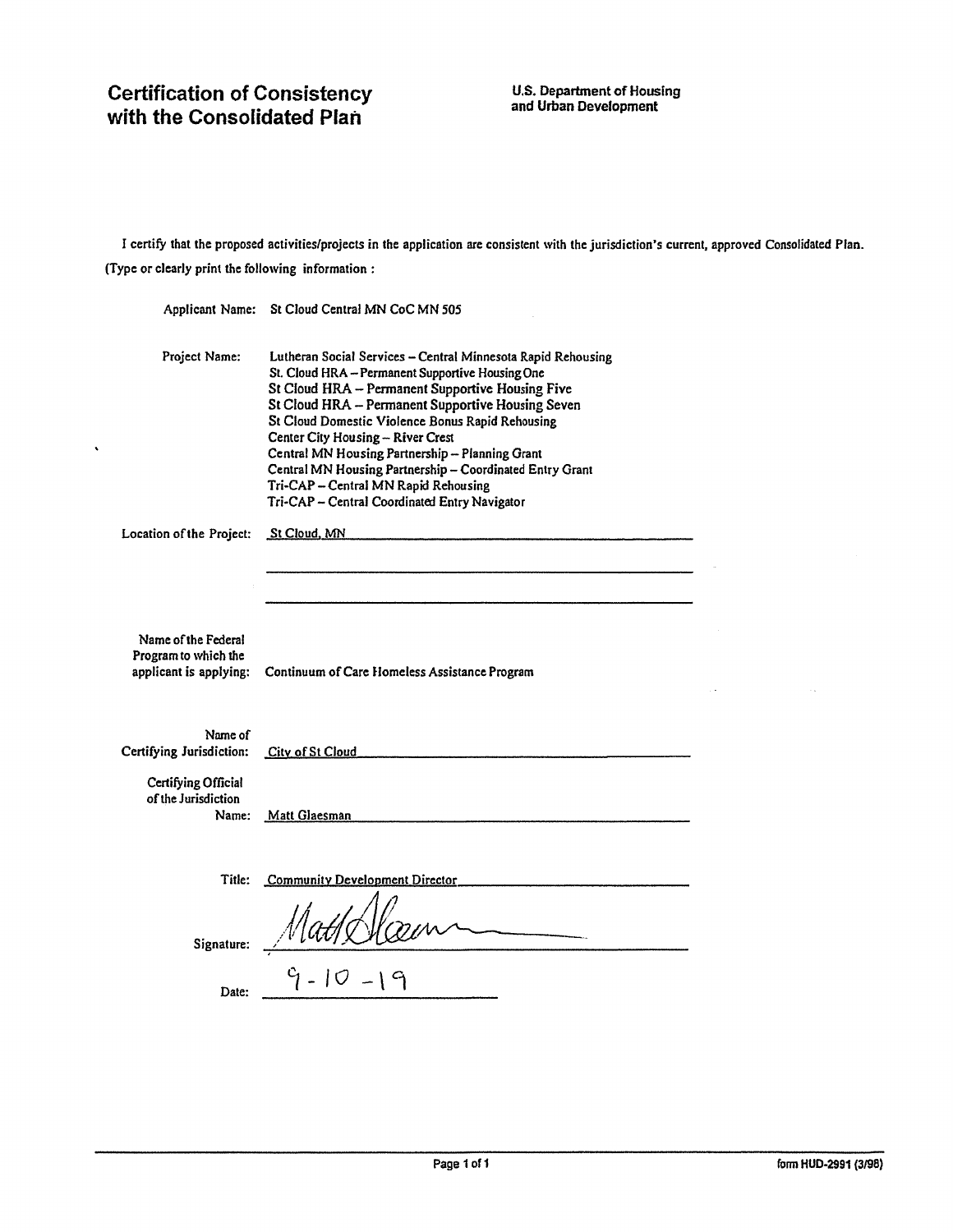# Certification of Consistency with the Consolidated Plan

**U.S. Department of Housing and Urban Development**

I certify that the proposed activities/projects in the application are consistent with the jurisdiction's current, approved Consolidated Plan.

(Type or clearly print the following information :

Applicant Name: St Cloud Central MN CoC MN 505

Project Name:
Lutheran Social Services – Central Minnesota Rapid Rehousing
St. Cloud HRA – Permanent Supportive Housing One
St Cloud HRA – Permanent Supportive Housing Five
St Cloud HRA – Permanent Supportive Housing Seven
St Cloud Domestic Violence Bonus Rapid Rehousing
Center City Housing – River Crest
Central MN Housing Partnership – Planning Grant
Central MN Housing Partnership – Coordinated Entry Grant
Tri-CAP – Central MN Rapid Rehousing
Tri-CAP – Central Coordinated Entry Navigator

Location of the Project: St Cloud, MN

Name of the Federal Program to which the applicant is applying: Continuum of Care Homeless Assistance Program

Name of Certifying Jurisdiction: City of St Cloud

Certifying Official of the Jurisdiction Name: Matt Glaesman

Title: Community Development Director

Signature: Matt Glaesman

Date: 9-10-19

form HUD-2991 (3/98)